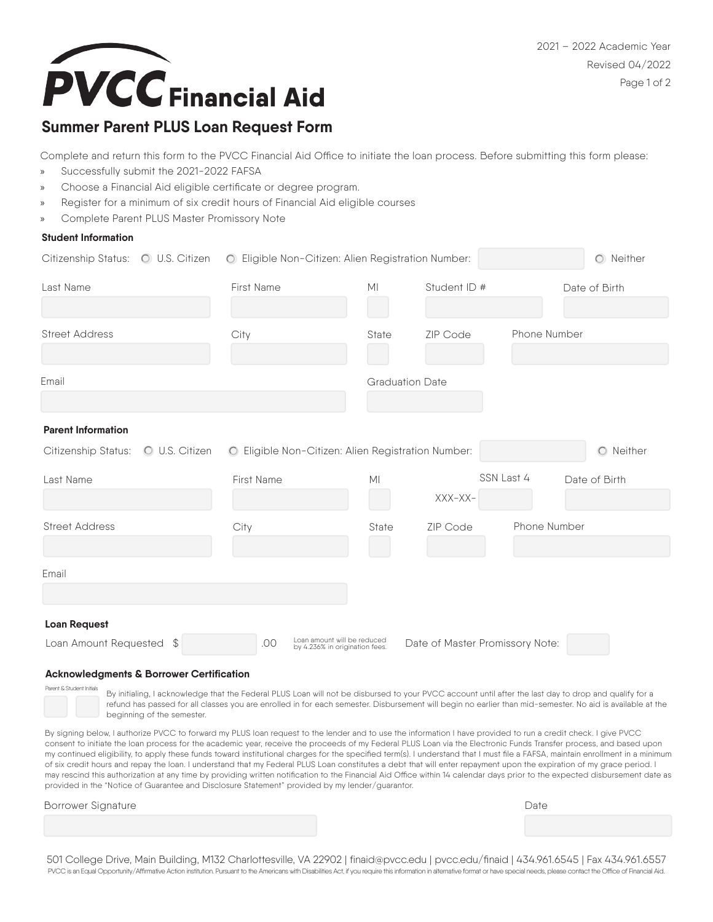# PVCC Financial Aid

2021 – 2022 Academic Year
Revised 04/2022

## Summer Parent PLUS Loan Request Form

Complete and return this form to the PVCC Financial Aid Office to initiate the loan process. Before submitting this form please:

- Successfully submit the 2021-2022 FAFSA
- Choose a Financial Aid eligible certificate or degree program.
- Register for a minimum of six credit hours of Financial Aid eligible courses
- Complete Parent PLUS Master Promissory Note

### Student Information

Citizenship Status: ○ U.S. Citizen ○ Eligible Non-Citizen: Alien Registration Number: ______ ○ Neither

| Last Name | First Name | MI | Student ID # | Date of Birth |
|---|---|---|---|---|
| | | | | |

| Street Address | City | State | ZIP Code | Phone Number |
|---|---|---|---|---|
| | | | | |

| Email | Graduation Date |
|---|---|
| | |

### Parent Information

Citizenship Status: ○ U.S. Citizen ○ Eligible Non-Citizen: Alien Registration Number: ______ ○ Neither

| Last Name | First Name | MI | SSN Last 4 | Date of Birth |
|---|---|---|---|---|
| | | | XXX-XX- | |

| Street Address | City | State | ZIP Code | Phone Number |
|---|---|---|---|---|
| | | | | |

| Email |
|---|
| |

### Loan Request

Loan Amount Requested $ ______ .00 (Loan amount will be reduced by 4.236% in origination fees.) Date of Master Promissory Note: ______

### Acknowledgments & Borrower Certification

Parent & Student Initials: ______ ______

By initialing, I acknowledge that the Federal PLUS Loan will not be disbursed to your PVCC account until after the last day to drop and qualify for a refund has passed for all classes you are enrolled in for each semester. Disbursement will begin no earlier than mid-semester. No aid is available at the beginning of the semester.

By signing below, I authorize PVCC to forward my PLUS loan request to the lender and to use the information I have provided to run a credit check. I give PVCC consent to initiate the loan process for the academic year, receive the proceeds of my Federal PLUS Loan via the Electronic Funds Transfer process, and based upon my continued eligibility, to apply these funds toward institutional charges for the specified term(s). I understand that I must file a FAFSA, maintain enrollment in a minimum of six credit hours and repay the loan. I understand that my Federal PLUS Loan constitutes a debt that will enter repayment upon the expiration of my grace period. I may rescind this authorization at any time by providing written notification to the Financial Aid Office within 14 calendar days prior to the expected disbursement date as provided in the "Notice of Guarantee and Disclosure Statement" provided by my lender/guarantor.

| Borrower Signature | Date |
|---|---|
| | |

501 College Drive, Main Building, M132 Charlottesville, VA 22902 | finaid@pvcc.edu | pvcc.edu/finaid | 434.961.6545 | Fax 434.961.6557

PVCC is an Equal Opportunity/Affirmative Action institution. Pursuant to the Americans with Disabilities Act, if you require this information in alternative format or have special needs, please contact the Office of Financial Aid.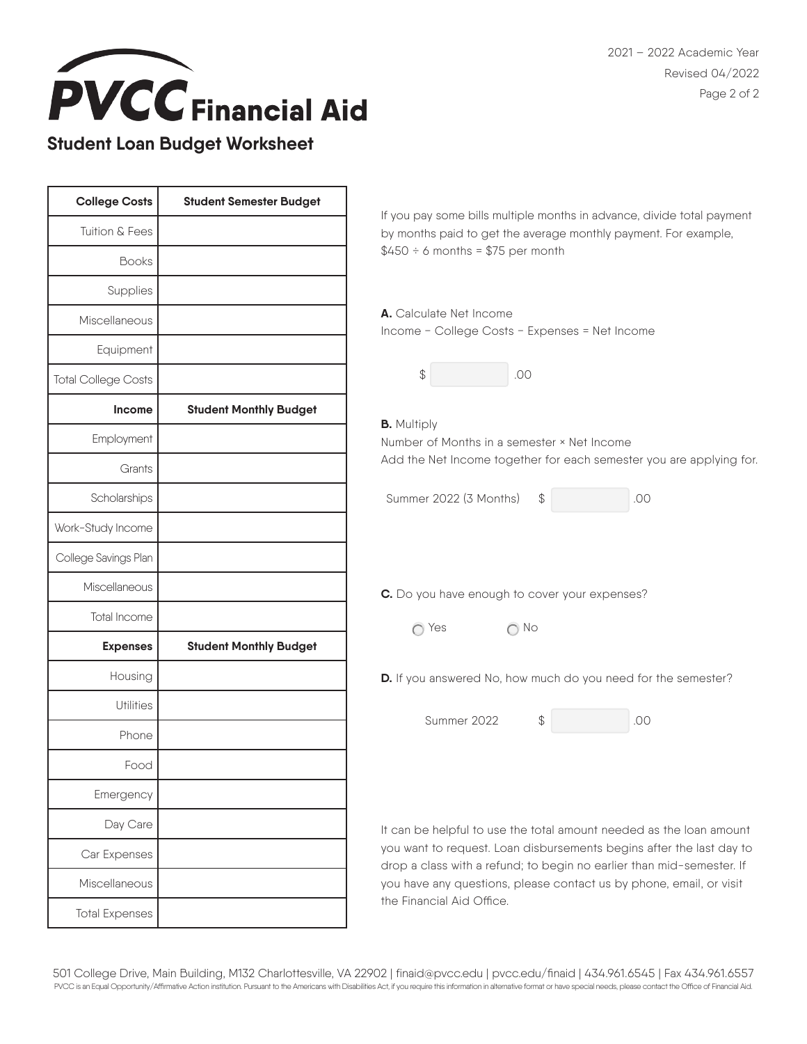# PVCC Financial Aid

2021 – 2022 Academic Year
Revised 04/2022

## Student Loan Budget Worksheet

| College Costs | Student Semester Budget |
|---|---|
| Tuition & Fees | |
| Books | |
| Supplies | |
| Miscellaneous | |
| Equipment | |
| Total College Costs | |
| **Income** | **Student Monthly Budget** |
| Employment | |
| Grants | |
| Scholarships | |
| Work-Study Income | |
| College Savings Plan | |
| Miscellaneous | |
| Total Income | |
| **Expenses** | **Student Monthly Budget** |
| Housing | |
| Utilities | |
| Phone | |
| Food | |
| Emergency | |
| Day Care | |
| Car Expenses | |
| Miscellaneous | |
| Total Expenses | |

If you pay some bills multiple months in advance, divide total payment by months paid to get the average monthly payment. For example, $450 ÷ 6 months = $75 per month

**A.** Calculate Net Income
Income – College Costs – Expenses = Net Income

$ \_\_\_\_\_\_ .00

**B.** Multiply
Number of Months in a semester × Net Income
Add the Net Income together for each semester you are applying for.

Summer 2022 (3 Months) $ \_\_\_\_\_\_ .00

**C.** Do you have enough to cover your expenses?

○ Yes ○ No

**D.** If you answered No, how much do you need for the semester?

Summer 2022 $ \_\_\_\_\_\_ .00

It can be helpful to use the total amount needed as the loan amount you want to request. Loan disbursements begins after the last day to drop a class with a refund; to begin no earlier than mid-semester. If you have any questions, please contact us by phone, email, or visit the Financial Aid Office.

501 College Drive, Main Building, M132 Charlottesville, VA 22902 | finaid@pvcc.edu | pvcc.edu/finaid | 434.961.6545 | Fax 434.961.6557

PVCC is an Equal Opportunity/Affirmative Action institution. Pursuant to the Americans with Disabilities Act, if you require this information in alternative format or have special needs, please contact the Office of Financial Aid.